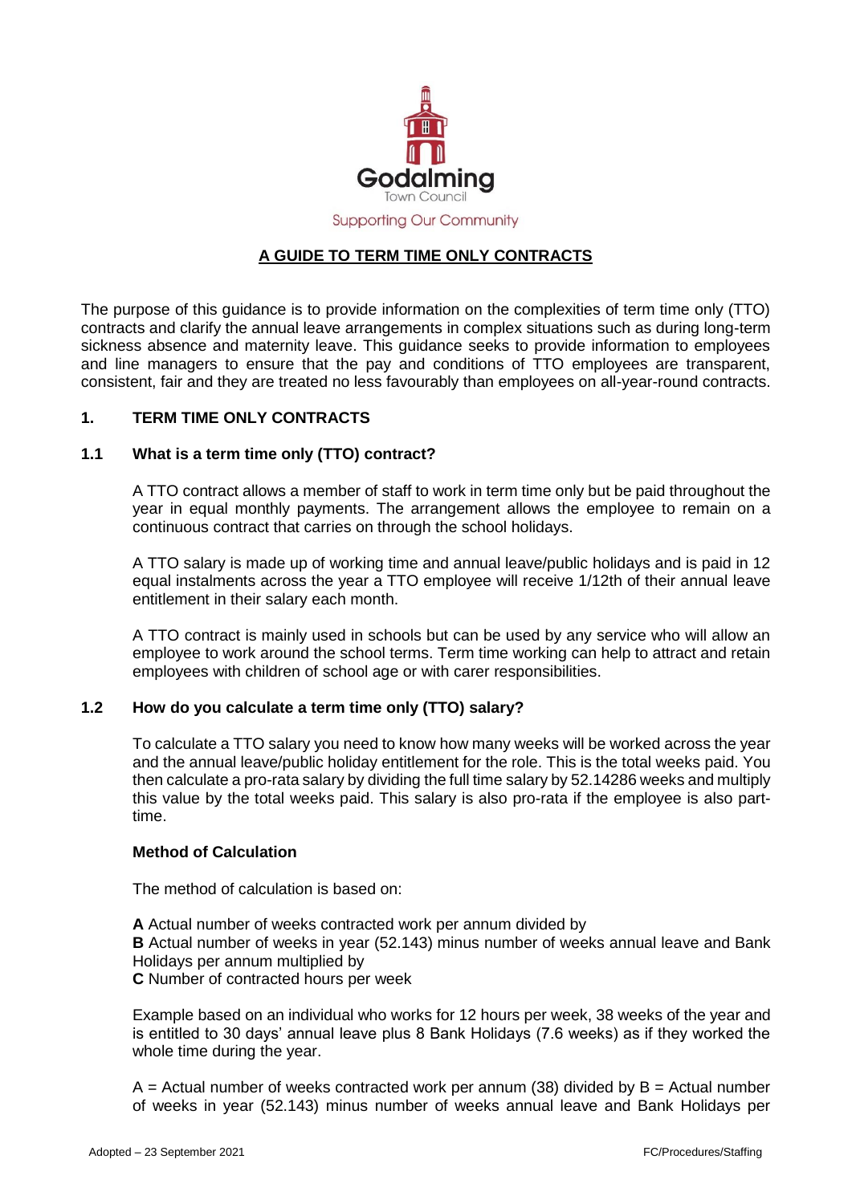Godalming

Town Council

Supporting Our Community

# A GUIDE TO TERM TIME ONLY CONTRACTS

The purpose of this guidance is to provide information on the complexities of term time only (TTO) contracts and clarify the annual leave arrangements in complex situations such as during long-term sickness absence and maternity leave. This guidance seeks to provide information to employees and line managers to ensure that the pay and conditions of TTO employees are transparent, consistent, fair and they are treated no less favourably than employees on all-year-round contracts.

## 1. TERM TIME ONLY CONTRACTS

### 1.1 What is a term time only (TTO) contract?

A TTO contract allows a member of staff to work in term time only but be paid throughout the year in equal monthly payments. The arrangement allows the employee to remain on a continuous contract that carries on through the school holidays.

A TTO salary is made up of working time and annual leave/public holidays and is paid in 12 equal instalments across the year a TTO employee will receive 1/12th of their annual leave entitlement in their salary each month.

A TTO contract is mainly used in schools but can be used by any service who will allow an employee to work around the school terms. Term time working can help to attract and retain employees with children of school age or with carer responsibilities.

### 1.2 How do you calculate a term time only (TTO) salary?

To calculate a TTO salary you need to know how many weeks will be worked across the year and the annual leave/public holiday entitlement for the role. This is the total weeks paid. You then calculate a pro-rata salary by dividing the full time salary by 52.14286 weeks and multiply this value by the total weeks paid. This salary is also pro-rata if the employee is also part-time.

**Method of Calculation**

The method of calculation is based on:

**A** Actual number of weeks contracted work per annum divided by
**B** Actual number of weeks in year (52.143) minus number of weeks annual leave and Bank Holidays per annum multiplied by
**C** Number of contracted hours per week

Example based on an individual who works for 12 hours per week, 38 weeks of the year and is entitled to 30 days' annual leave plus 8 Bank Holidays (7.6 weeks) as if they worked the whole time during the year.

A = Actual number of weeks contracted work per annum (38) divided by B = Actual number of weeks in year (52.143) minus number of weeks annual leave and Bank Holidays per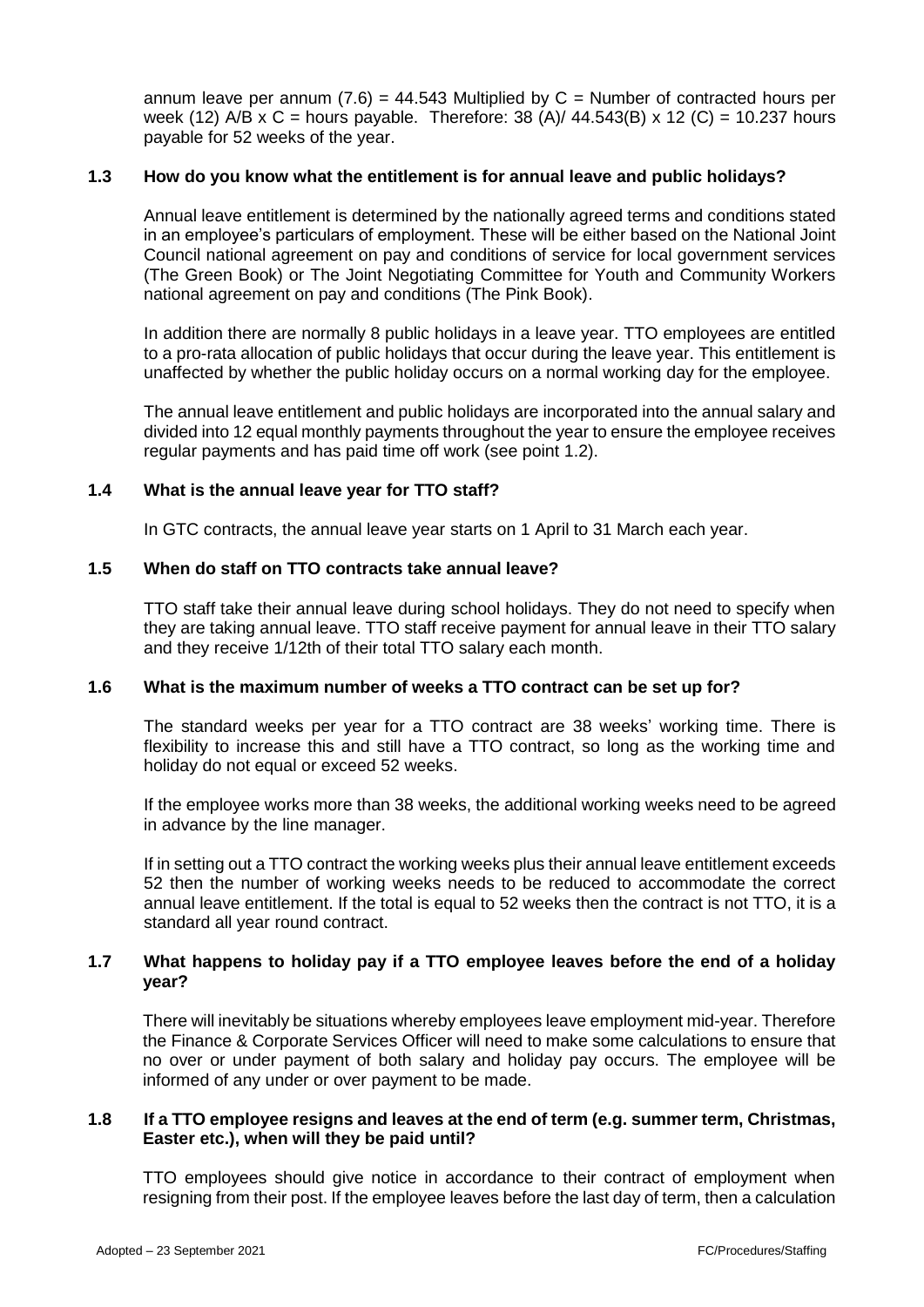annum leave per annum (7.6) = 44.543 Multiplied by C = Number of contracted hours per week (12) A/B x C = hours payable. Therefore: 38 (A)/ 44.543(B) x 12 (C) = 10.237 hours payable for 52 weeks of the year.

### 1.3 How do you know what the entitlement is for annual leave and public holidays?

Annual leave entitlement is determined by the nationally agreed terms and conditions stated in an employee's particulars of employment. These will be either based on the National Joint Council national agreement on pay and conditions of service for local government services (The Green Book) or The Joint Negotiating Committee for Youth and Community Workers national agreement on pay and conditions (The Pink Book).

In addition there are normally 8 public holidays in a leave year. TTO employees are entitled to a pro-rata allocation of public holidays that occur during the leave year. This entitlement is unaffected by whether the public holiday occurs on a normal working day for the employee.

The annual leave entitlement and public holidays are incorporated into the annual salary and divided into 12 equal monthly payments throughout the year to ensure the employee receives regular payments and has paid time off work (see point 1.2).

### 1.4 What is the annual leave year for TTO staff?

In GTC contracts, the annual leave year starts on 1 April to 31 March each year.

### 1.5 When do staff on TTO contracts take annual leave?

TTO staff take their annual leave during school holidays. They do not need to specify when they are taking annual leave. TTO staff receive payment for annual leave in their TTO salary and they receive 1/12th of their total TTO salary each month.

### 1.6 What is the maximum number of weeks a TTO contract can be set up for?

The standard weeks per year for a TTO contract are 38 weeks' working time. There is flexibility to increase this and still have a TTO contract, so long as the working time and holiday do not equal or exceed 52 weeks.

If the employee works more than 38 weeks, the additional working weeks need to be agreed in advance by the line manager.

If in setting out a TTO contract the working weeks plus their annual leave entitlement exceeds 52 then the number of working weeks needs to be reduced to accommodate the correct annual leave entitlement. If the total is equal to 52 weeks then the contract is not TTO, it is a standard all year round contract.

### 1.7 What happens to holiday pay if a TTO employee leaves before the end of a holiday year?

There will inevitably be situations whereby employees leave employment mid-year. Therefore the Finance & Corporate Services Officer will need to make some calculations to ensure that no over or under payment of both salary and holiday pay occurs. The employee will be informed of any under or over payment to be made.

### 1.8 If a TTO employee resigns and leaves at the end of term (e.g. summer term, Christmas, Easter etc.), when will they be paid until?

TTO employees should give notice in accordance to their contract of employment when resigning from their post. If the employee leaves before the last day of term, then a calculation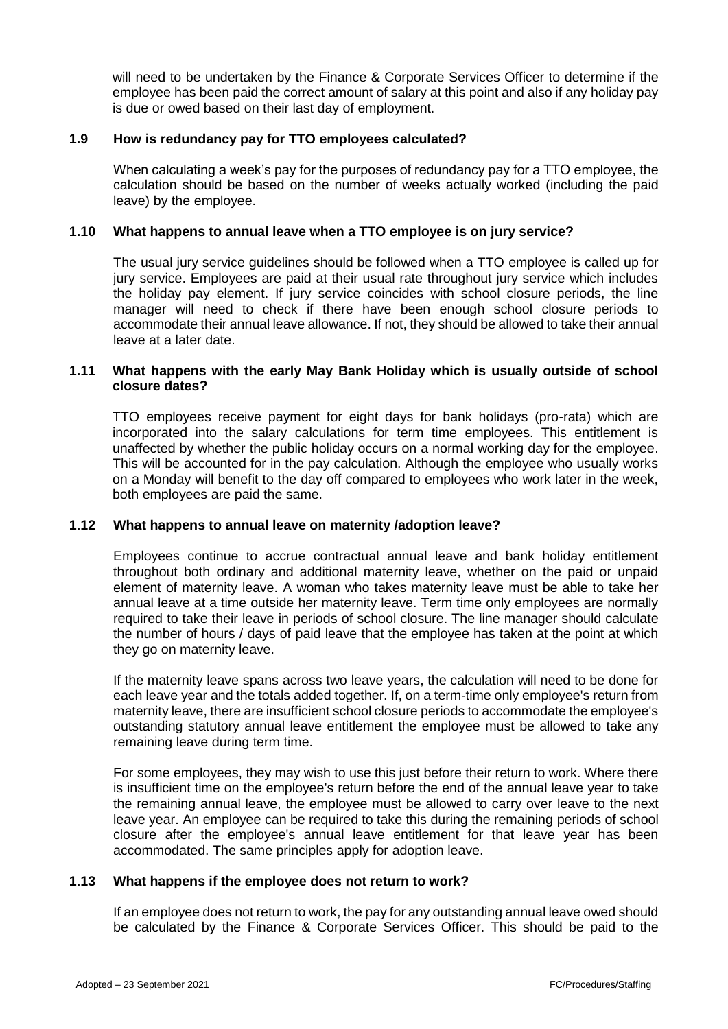will need to be undertaken by the Finance & Corporate Services Officer to determine if the employee has been paid the correct amount of salary at this point and also if any holiday pay is due or owed based on their last day of employment.

### 1.9 How is redundancy pay for TTO employees calculated?

When calculating a week's pay for the purposes of redundancy pay for a TTO employee, the calculation should be based on the number of weeks actually worked (including the paid leave) by the employee.

### 1.10 What happens to annual leave when a TTO employee is on jury service?

The usual jury service guidelines should be followed when a TTO employee is called up for jury service. Employees are paid at their usual rate throughout jury service which includes the holiday pay element. If jury service coincides with school closure periods, the line manager will need to check if there have been enough school closure periods to accommodate their annual leave allowance. If not, they should be allowed to take their annual leave at a later date.

### 1.11 What happens with the early May Bank Holiday which is usually outside of school closure dates?

TTO employees receive payment for eight days for bank holidays (pro-rata) which are incorporated into the salary calculations for term time employees. This entitlement is unaffected by whether the public holiday occurs on a normal working day for the employee. This will be accounted for in the pay calculation. Although the employee who usually works on a Monday will benefit to the day off compared to employees who work later in the week, both employees are paid the same.

### 1.12 What happens to annual leave on maternity /adoption leave?

Employees continue to accrue contractual annual leave and bank holiday entitlement throughout both ordinary and additional maternity leave, whether on the paid or unpaid element of maternity leave. A woman who takes maternity leave must be able to take her annual leave at a time outside her maternity leave. Term time only employees are normally required to take their leave in periods of school closure. The line manager should calculate the number of hours / days of paid leave that the employee has taken at the point at which they go on maternity leave.

If the maternity leave spans across two leave years, the calculation will need to be done for each leave year and the totals added together. If, on a term-time only employee's return from maternity leave, there are insufficient school closure periods to accommodate the employee's outstanding statutory annual leave entitlement the employee must be allowed to take any remaining leave during term time.

For some employees, they may wish to use this just before their return to work. Where there is insufficient time on the employee's return before the end of the annual leave year to take the remaining annual leave, the employee must be allowed to carry over leave to the next leave year. An employee can be required to take this during the remaining periods of school closure after the employee's annual leave entitlement for that leave year has been accommodated. The same principles apply for adoption leave.

### 1.13 What happens if the employee does not return to work?

If an employee does not return to work, the pay for any outstanding annual leave owed should be calculated by the Finance & Corporate Services Officer. This should be paid to the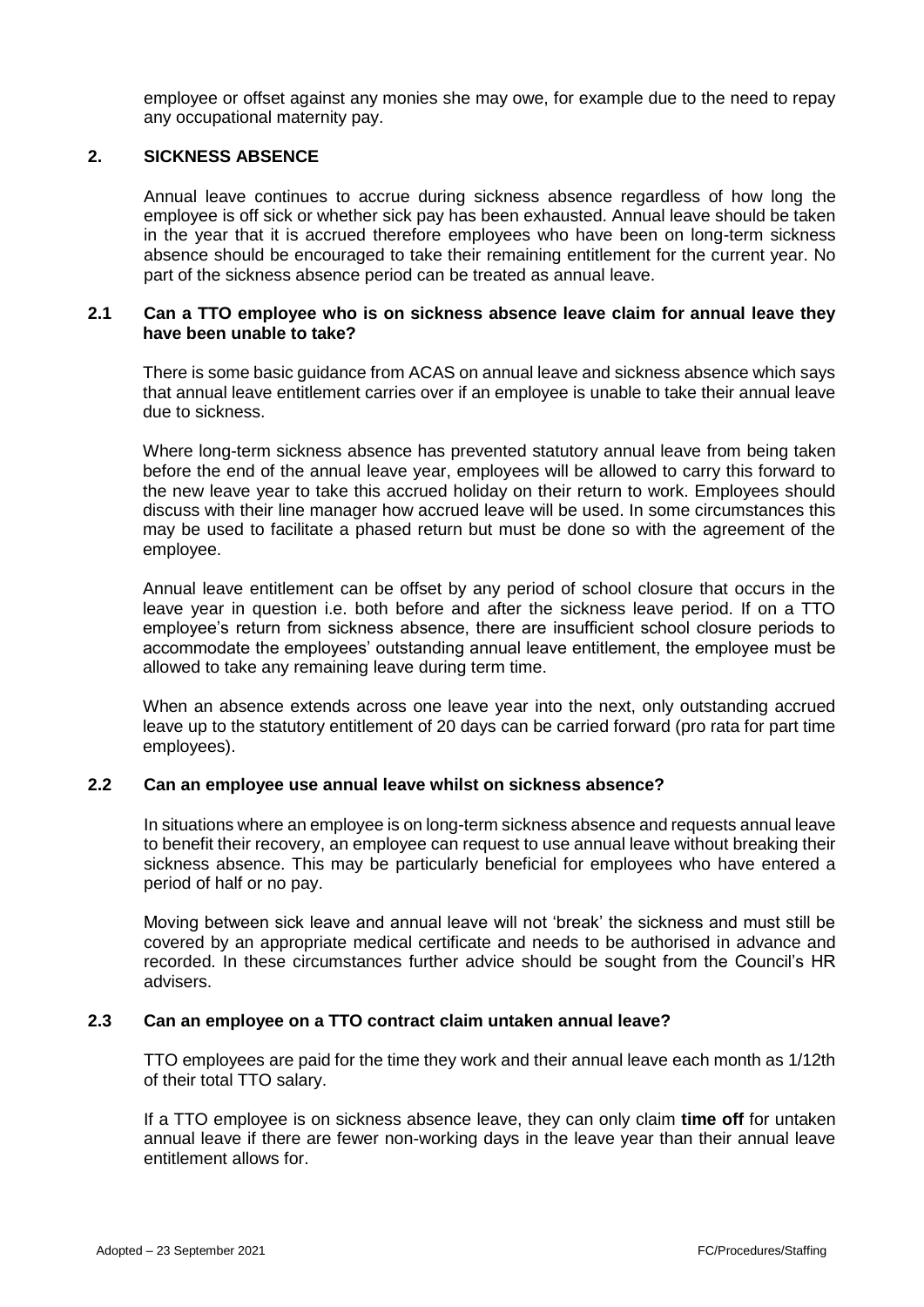employee or offset against any monies she may owe, for example due to the need to repay any occupational maternity pay.

## 2. SICKNESS ABSENCE

Annual leave continues to accrue during sickness absence regardless of how long the employee is off sick or whether sick pay has been exhausted. Annual leave should be taken in the year that it is accrued therefore employees who have been on long-term sickness absence should be encouraged to take their remaining entitlement for the current year. No part of the sickness absence period can be treated as annual leave.

### 2.1 Can a TTO employee who is on sickness absence leave claim for annual leave they have been unable to take?

There is some basic guidance from ACAS on annual leave and sickness absence which says that annual leave entitlement carries over if an employee is unable to take their annual leave due to sickness.

Where long-term sickness absence has prevented statutory annual leave from being taken before the end of the annual leave year, employees will be allowed to carry this forward to the new leave year to take this accrued holiday on their return to work. Employees should discuss with their line manager how accrued leave will be used. In some circumstances this may be used to facilitate a phased return but must be done so with the agreement of the employee.

Annual leave entitlement can be offset by any period of school closure that occurs in the leave year in question i.e. both before and after the sickness leave period. If on a TTO employee's return from sickness absence, there are insufficient school closure periods to accommodate the employees' outstanding annual leave entitlement, the employee must be allowed to take any remaining leave during term time.

When an absence extends across one leave year into the next, only outstanding accrued leave up to the statutory entitlement of 20 days can be carried forward (pro rata for part time employees).

### 2.2 Can an employee use annual leave whilst on sickness absence?

In situations where an employee is on long-term sickness absence and requests annual leave to benefit their recovery, an employee can request to use annual leave without breaking their sickness absence. This may be particularly beneficial for employees who have entered a period of half or no pay.

Moving between sick leave and annual leave will not 'break' the sickness and must still be covered by an appropriate medical certificate and needs to be authorised in advance and recorded. In these circumstances further advice should be sought from the Council's HR advisers.

### 2.3 Can an employee on a TTO contract claim untaken annual leave?

TTO employees are paid for the time they work and their annual leave each month as 1/12th of their total TTO salary.

If a TTO employee is on sickness absence leave, they can only claim **time off** for untaken annual leave if there are fewer non-working days in the leave year than their annual leave entitlement allows for.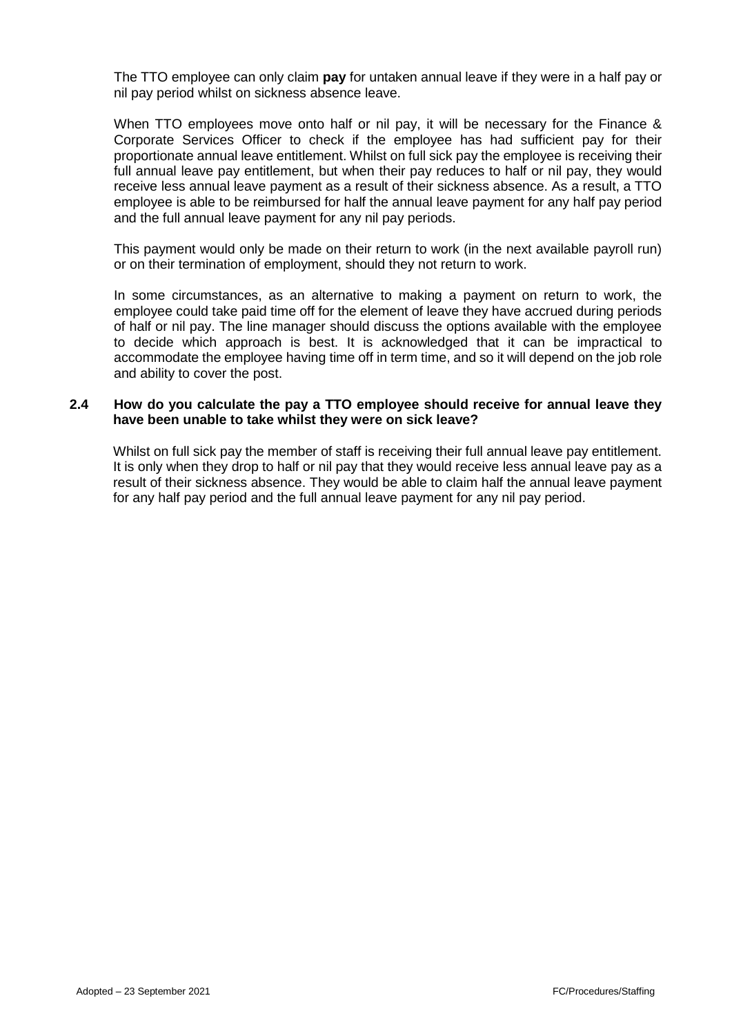The TTO employee can only claim **pay** for untaken annual leave if they were in a half pay or nil pay period whilst on sickness absence leave.

When TTO employees move onto half or nil pay, it will be necessary for the Finance & Corporate Services Officer to check if the employee has had sufficient pay for their proportionate annual leave entitlement. Whilst on full sick pay the employee is receiving their full annual leave pay entitlement, but when their pay reduces to half or nil pay, they would receive less annual leave payment as a result of their sickness absence. As a result, a TTO employee is able to be reimbursed for half the annual leave payment for any half pay period and the full annual leave payment for any nil pay periods.

This payment would only be made on their return to work (in the next available payroll run) or on their termination of employment, should they not return to work.

In some circumstances, as an alternative to making a payment on return to work, the employee could take paid time off for the element of leave they have accrued during periods of half or nil pay. The line manager should discuss the options available with the employee to decide which approach is best. It is acknowledged that it can be impractical to accommodate the employee having time off in term time, and so it will depend on the job role and ability to cover the post.

### 2.4 How do you calculate the pay a TTO employee should receive for annual leave they have been unable to take whilst they were on sick leave?

Whilst on full sick pay the member of staff is receiving their full annual leave pay entitlement. It is only when they drop to half or nil pay that they would receive less annual leave pay as a result of their sickness absence. They would be able to claim half the annual leave payment for any half pay period and the full annual leave payment for any nil pay period.